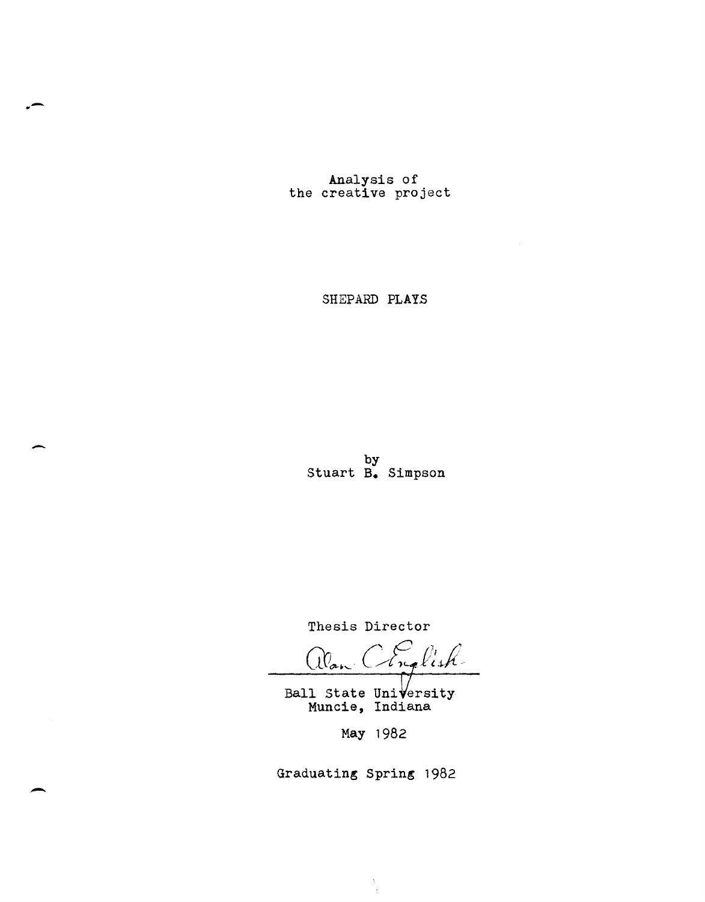Analysis of
the creative project

SHEPARD PLAYS

by
Stuart B. Simpson

Thesis Director

Alan English

Ball State University
Muncie, Indiana

May 1982

Graduating Spring 1982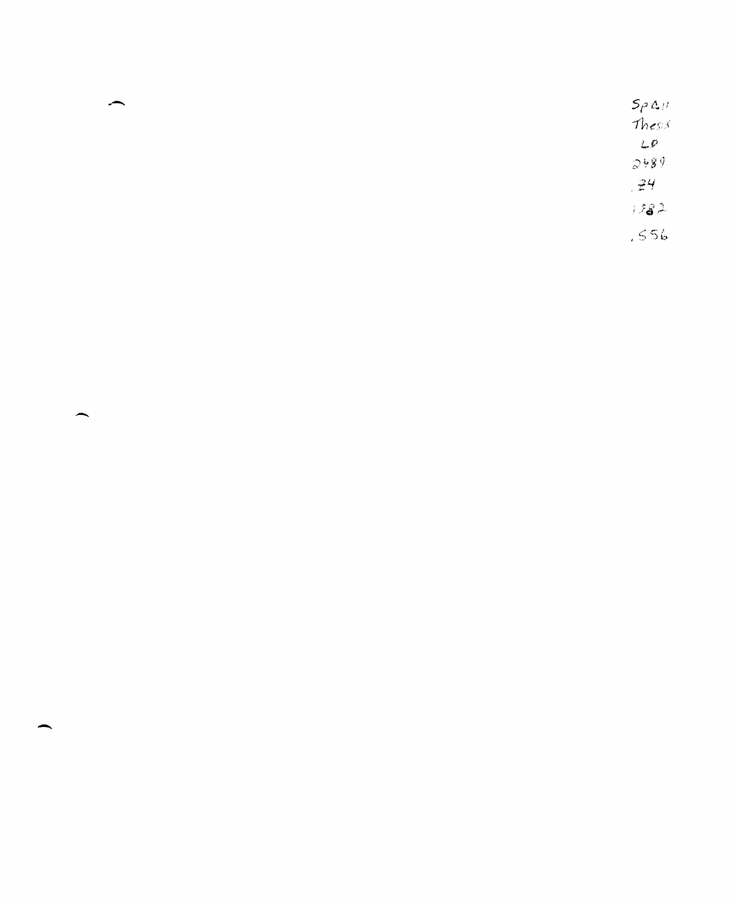SpAll
Thesis
LD
2489
.Z4
1982
.S56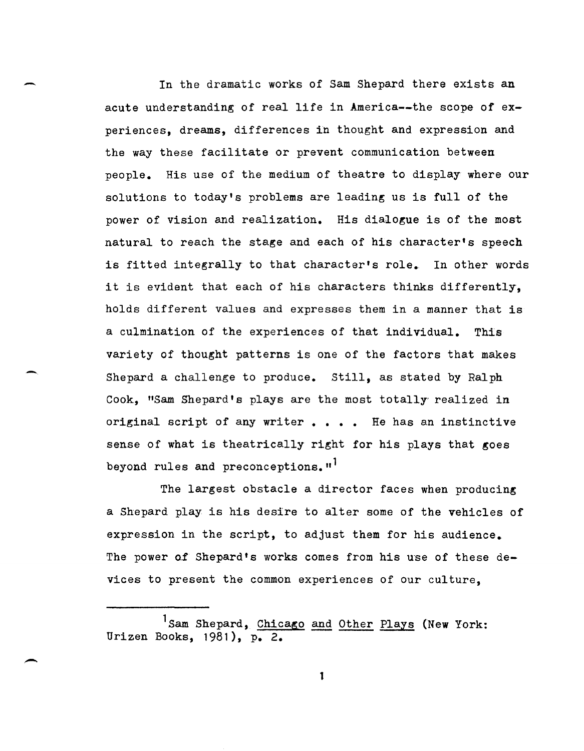In the dramatic works of Sam Shepard there exists an acute understanding of real life in America--the scope of experiences, dreams, differences in thought and expression and the way these facilitate or prevent communication between people. His use of the medium of theatre to display where our solutions to today's problems are leading us is full of the power of vision and realization. His dialogue is of the most natural to reach the stage and each of his character's speech is fitted integrally to that character's role. In other words it is evident that each of his characters thinks differently, holds different values and expresses them in a manner that is a culmination of the experiences of that individual. This variety of thought patterns is one of the factors that makes Shepard a challenge to produce. Still, as stated by Ralph Cook, "Sam Shepard's plays are the most totally realized in original script of any writer . . . . He has an instinctive sense of what is theatrically right for his plays that goes beyond rules and preconceptions."[1]

The largest obstacle a director faces when producing a Shepard play is his desire to alter some of the vehicles of expression in the script, to adjust them for his audience. The power of Shepard's works comes from his use of these devices to present the common experiences of our culture,

---

[1] Sam Shepard, Chicago and Other Plays (New York: Urizen Books, 1981), p. 2.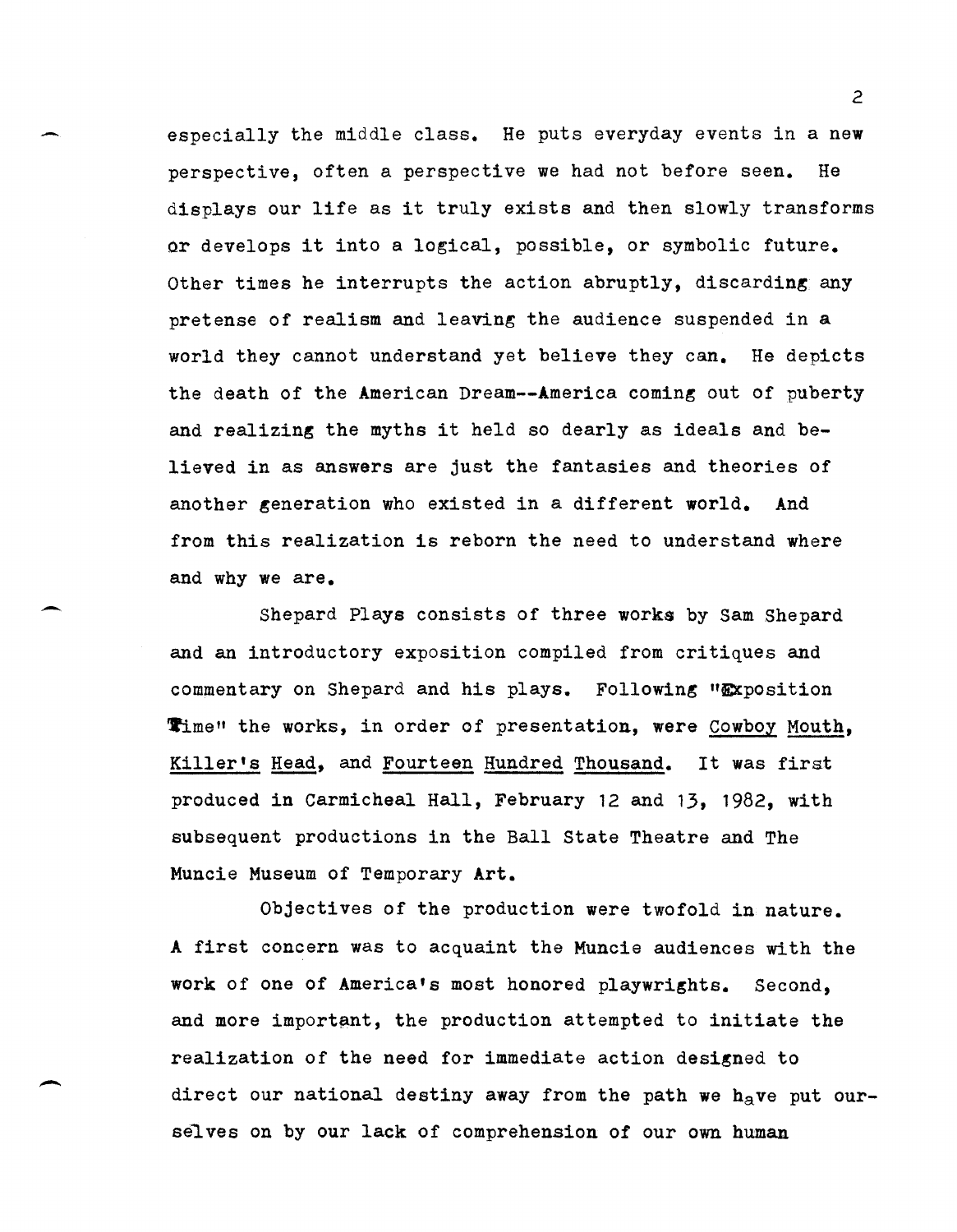especially the middle class. He puts everyday events in a new perspective, often a perspective we had not before seen. He displays our life as it truly exists and then slowly transforms or develops it into a logical, possible, or symbolic future. Other times he interrupts the action abruptly, discarding any pretense of realism and leaving the audience suspended in a world they cannot understand yet believe they can. He depicts the death of the American Dream--America coming out of puberty and realizing the myths it held so dearly as ideals and believed in as answers are just the fantasies and theories of another generation who existed in a different world. And from this realization is reborn the need to understand where and why we are.

Shepard Plays consists of three works by Sam Shepard and an introductory exposition compiled from critiques and commentary on Shepard and his plays. Following "Exposition Time" the works, in order of presentation, were Cowboy Mouth, Killer's Head, and Fourteen Hundred Thousand. It was first produced in Carmicheal Hall, February 12 and 13, 1982, with subsequent productions in the Ball State Theatre and The Muncie Museum of Temporary Art.

Objectives of the production were twofold in nature. A first concern was to acquaint the Muncie audiences with the work of one of America's most honored playwrights. Second, and more important, the production attempted to initiate the realization of the need for immediate action designed to direct our national destiny away from the path we have put ourselves on by our lack of comprehension of our own human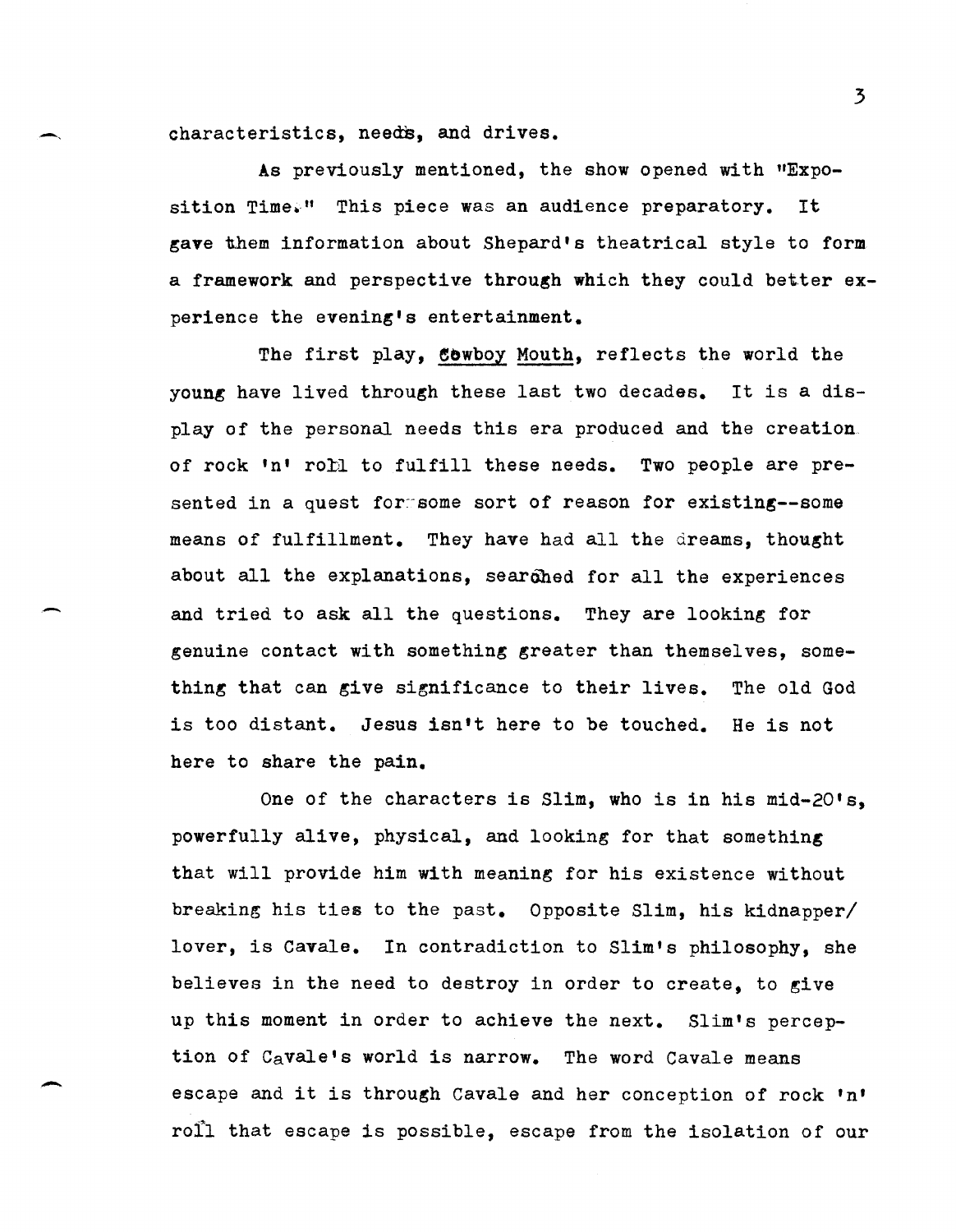characteristics, needs, and drives.

As previously mentioned, the show opened with "Exposition Time." This piece was an audience preparatory. It gave them information about Shepard's theatrical style to form a framework and perspective through which they could better experience the evening's entertainment.

The first play, Cowboy Mouth, reflects the world the young have lived through these last two decades. It is a display of the personal needs this era produced and the creation of rock 'n' roll to fulfill these needs. Two people are presented in a quest for some sort of reason for existing--some means of fulfillment. They have had all the dreams, thought about all the explanations, searched for all the experiences and tried to ask all the questions. They are looking for genuine contact with something greater than themselves, something that can give significance to their lives. The old God is too distant. Jesus isn't here to be touched. He is not here to share the pain.

One of the characters is Slim, who is in his mid-20's, powerfully alive, physical, and looking for that something that will provide him with meaning for his existence without breaking his ties to the past. Opposite Slim, his kidnapper/lover, is Cavale. In contradiction to Slim's philosophy, she believes in the need to destroy in order to create, to give up this moment in order to achieve the next. Slim's perception of Cavale's world is narrow. The word Cavale means escape and it is through Cavale and her conception of rock 'n' roll that escape is possible, escape from the isolation of our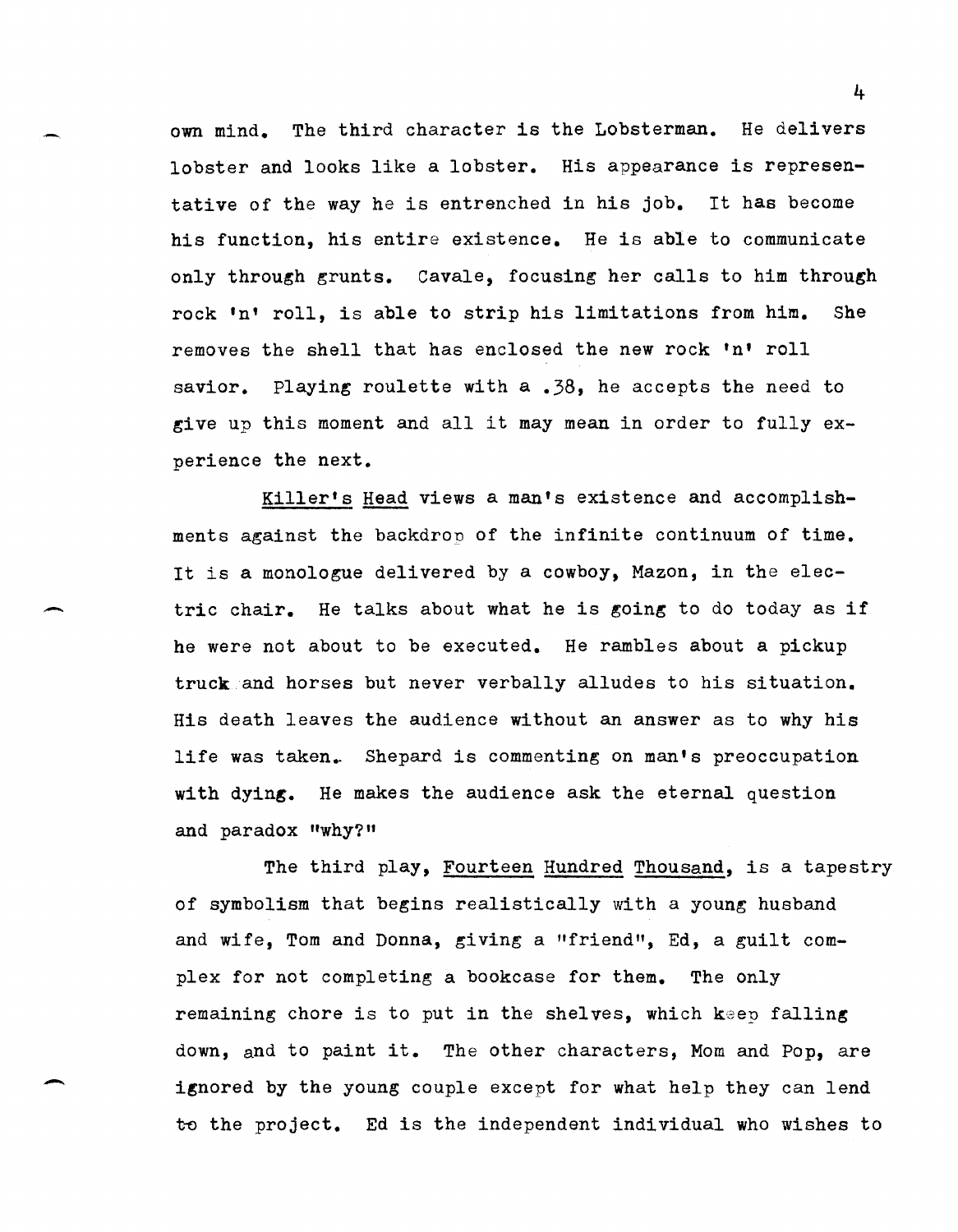own mind. The third character is the Lobsterman. He delivers lobster and looks like a lobster. His appearance is representative of the way he is entrenched in his job. It has become his function, his entire existence. He is able to communicate only through grunts. Cavale, focusing her calls to him through rock 'n' roll, is able to strip his limitations from him. She removes the shell that has enclosed the new rock 'n' roll savior. Playing roulette with a .38, he accepts the need to give up this moment and all it may mean in order to fully experience the next.

Killer's Head views a man's existence and accomplishments against the backdrop of the infinite continuum of time. It is a monologue delivered by a cowboy, Mazon, in the electric chair. He talks about what he is going to do today as if he were not about to be executed. He rambles about a pickup truck and horses but never verbally alludes to his situation. His death leaves the audience without an answer as to why his life was taken. Shepard is commenting on man's preoccupation with dying. He makes the audience ask the eternal question and paradox "why?"

The third play, Fourteen Hundred Thousand, is a tapestry of symbolism that begins realistically with a young husband and wife, Tom and Donna, giving a "friend", Ed, a guilt complex for not completing a bookcase for them. The only remaining chore is to put in the shelves, which keep falling down, and to paint it. The other characters, Mom and Pop, are ignored by the young couple except for what help they can lend to the project. Ed is the independent individual who wishes to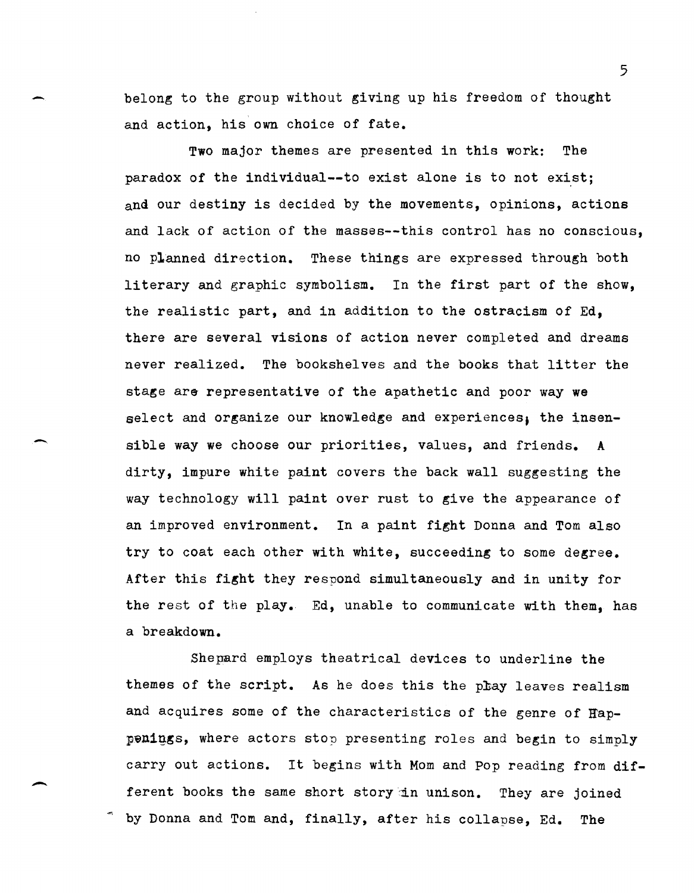belong to the group without giving up his freedom of thought and action, his own choice of fate.

Two major themes are presented in this work: The paradox of the individual--to exist alone is to not exist; and our destiny is decided by the movements, opinions, actions and lack of action of the masses--this control has no conscious, no planned direction. These things are expressed through both literary and graphic symbolism. In the first part of the show, the realistic part, and in addition to the ostracism of Ed, there are several visions of action never completed and dreams never realized. The bookshelves and the books that litter the stage are representative of the apathetic and poor way we select and organize our knowledge and experiences; the insensible way we choose our priorities, values, and friends. A dirty, impure white paint covers the back wall suggesting the way technology will paint over rust to give the appearance of an improved environment. In a paint fight Donna and Tom also try to coat each other with white, succeeding to some degree. After this fight they respond simultaneously and in unity for the rest of the play. Ed, unable to communicate with them, has a breakdown.

Shepard employs theatrical devices to underline the themes of the script. As he does this the play leaves realism and acquires some of the characteristics of the genre of Happenings, where actors stop presenting roles and begin to simply carry out actions. It begins with Mom and Pop reading from different books the same short story in unison. They are joined by Donna and Tom and, finally, after his collapse, Ed. The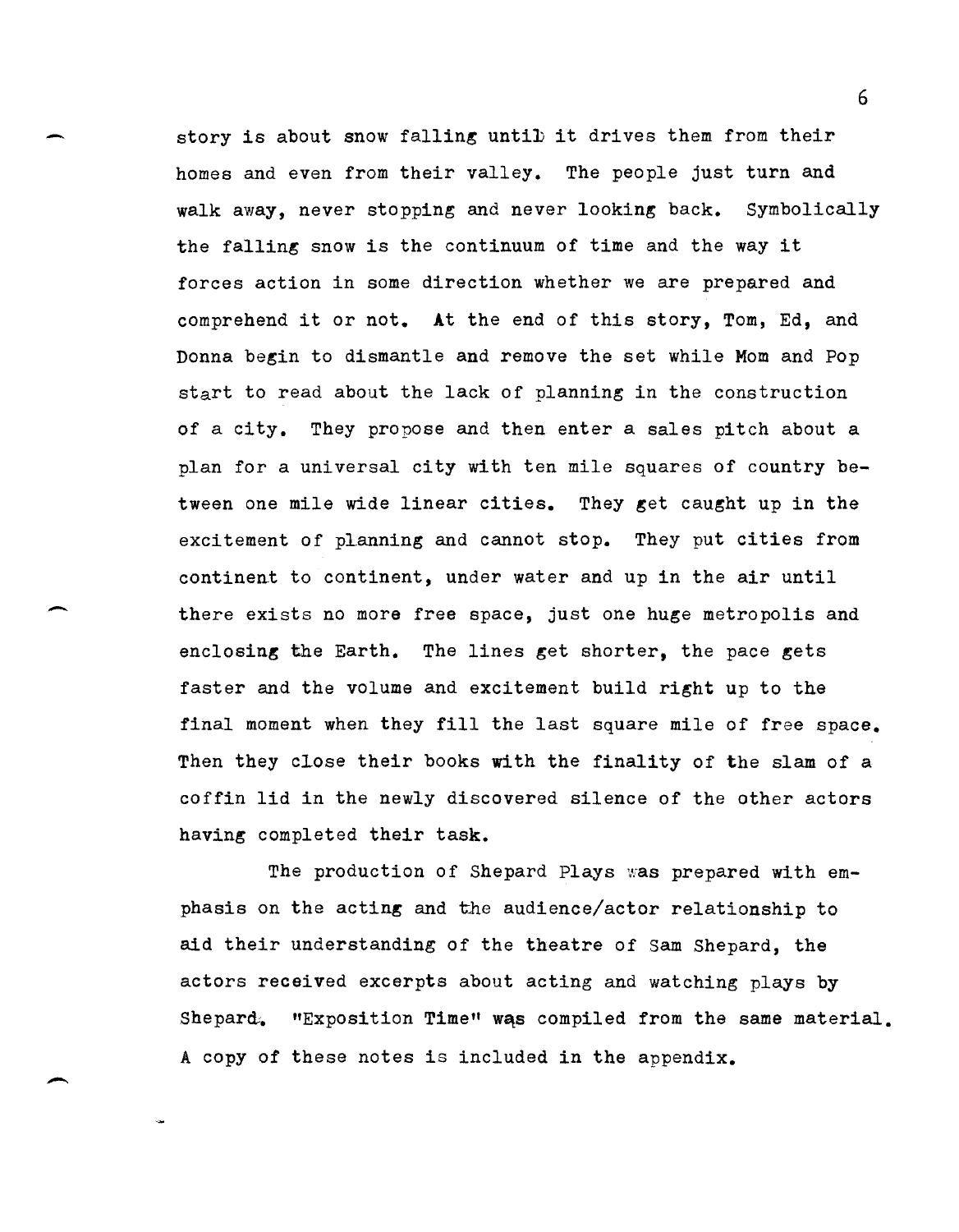story is about snow falling until it drives them from their homes and even from their valley. The people just turn and walk away, never stopping and never looking back. Symbolically the falling snow is the continuum of time and the way it forces action in some direction whether we are prepared and comprehend it or not. At the end of this story, Tom, Ed, and Donna begin to dismantle and remove the set while Mom and Pop start to read about the lack of planning in the construction of a city. They propose and then enter a sales pitch about a plan for a universal city with ten mile squares of country between one mile wide linear cities. They get caught up in the excitement of planning and cannot stop. They put cities from continent to continent, under water and up in the air until there exists no more free space, just one huge metropolis and enclosing the Earth. The lines get shorter, the pace gets faster and the volume and excitement build right up to the final moment when they fill the last square mile of free space. Then they close their books with the finality of the slam of a coffin lid in the newly discovered silence of the other actors having completed their task.

The production of Shepard Plays was prepared with emphasis on the acting and the audience/actor relationship to aid their understanding of the theatre of Sam Shepard, the actors received excerpts about acting and watching plays by Shepard. "Exposition Time" was compiled from the same material. A copy of these notes is included in the appendix.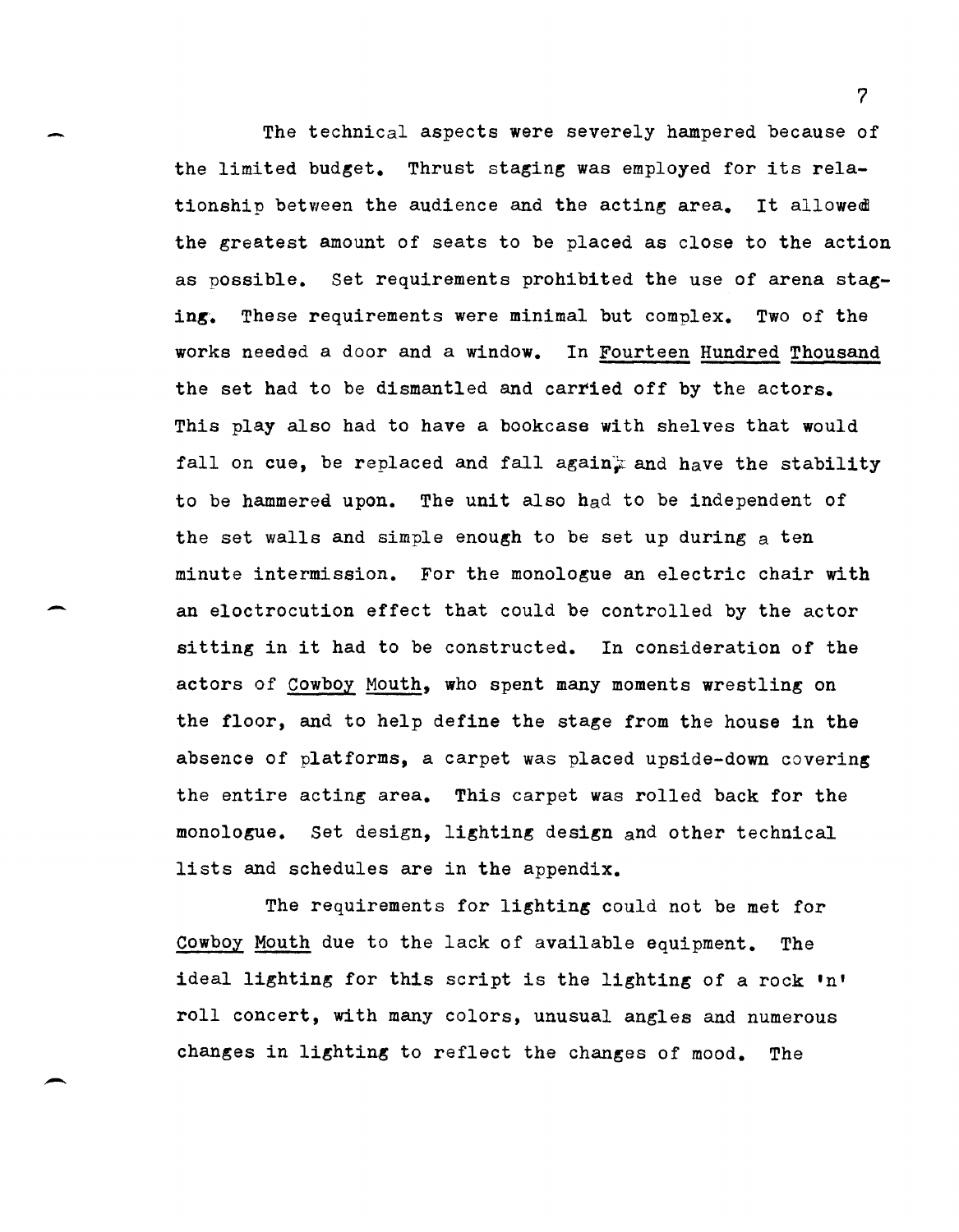The technical aspects were severely hampered because of the limited budget. Thrust staging was employed for its relationship between the audience and the acting area. It allowed the greatest amount of seats to be placed as close to the action as possible. Set requirements prohibited the use of arena staging. These requirements were minimal but complex. Two of the works needed a door and a window. In Fourteen Hundred Thousand the set had to be dismantled and carried off by the actors. This play also had to have a bookcase with shelves that would fall on cue, be replaced and fall again, and have the stability to be hammered upon. The unit also had to be independent of the set walls and simple enough to be set up during a ten minute intermission. For the monologue an electric chair with an eloctrocution effect that could be controlled by the actor sitting in it had to be constructed. In consideration of the actors of Cowboy Mouth, who spent many moments wrestling on the floor, and to help define the stage from the house in the absence of platforms, a carpet was placed upside-down covering the entire acting area. This carpet was rolled back for the monologue. Set design, lighting design and other technical lists and schedules are in the appendix.

The requirements for lighting could not be met for Cowboy Mouth due to the lack of available equipment. The ideal lighting for this script is the lighting of a rock 'n' roll concert, with many colors, unusual angles and numerous changes in lighting to reflect the changes of mood. The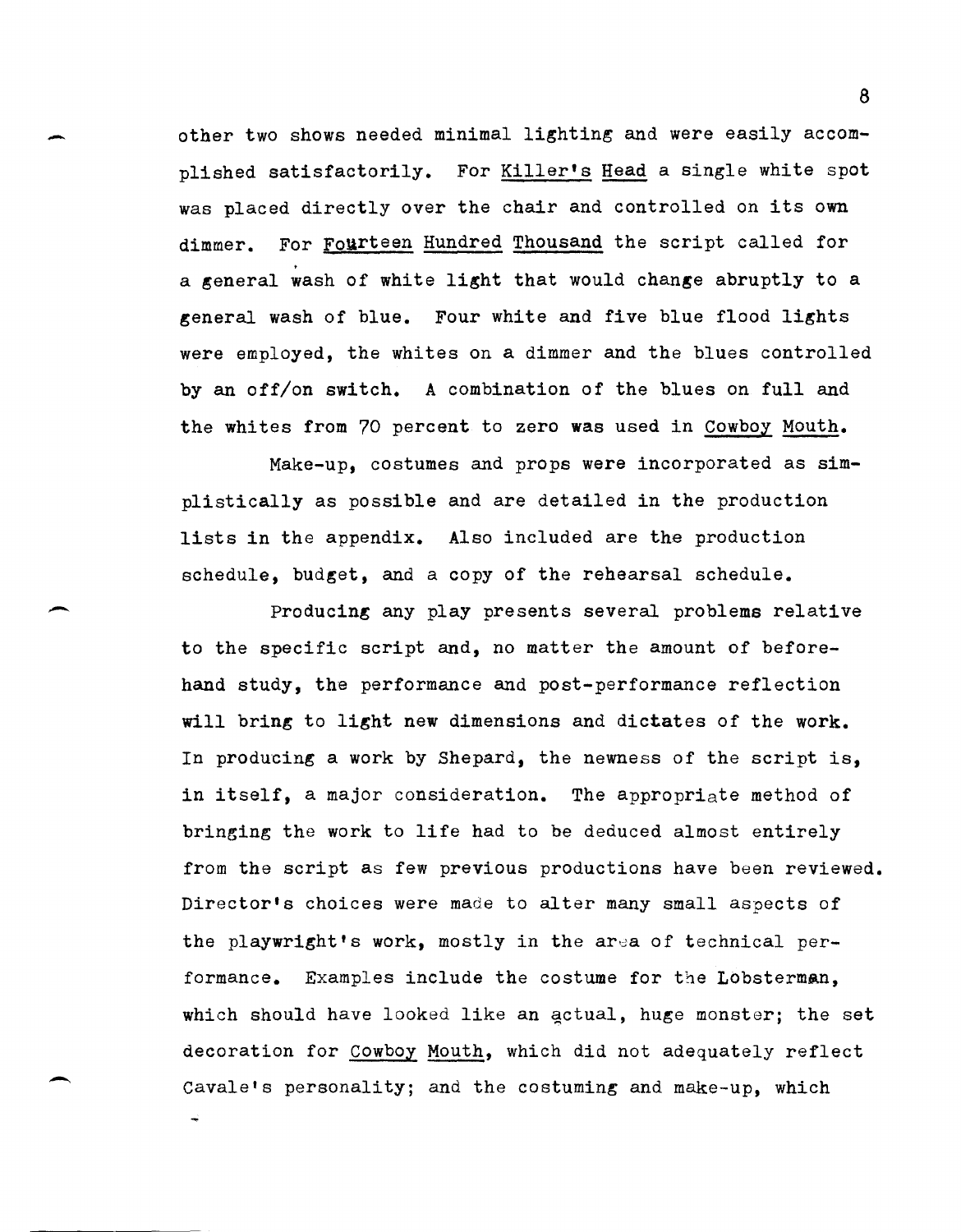other two shows needed minimal lighting and were easily accomplished satisfactorily. For Killer's Head a single white spot was placed directly over the chair and controlled on its own dimmer. For Fourteen Hundred Thousand the script called for a general wash of white light that would change abruptly to a general wash of blue. Four white and five blue flood lights were employed, the whites on a dimmer and the blues controlled by an off/on switch. A combination of the blues on full and the whites from 70 percent to zero was used in Cowboy Mouth.

Make-up, costumes and props were incorporated as simplistically as possible and are detailed in the production lists in the appendix. Also included are the production schedule, budget, and a copy of the rehearsal schedule.

Producing any play presents several problems relative to the specific script and, no matter the amount of beforehand study, the performance and post-performance reflection will bring to light new dimensions and dictates of the work. In producing a work by Shepard, the newness of the script is, in itself, a major consideration. The appropriate method of bringing the work to life had to be deduced almost entirely from the script as few previous productions have been reviewed. Director's choices were made to alter many small aspects of the playwright's work, mostly in the area of technical performance. Examples include the costume for the Lobsterman, which should have looked like an actual, huge monster; the set decoration for Cowboy Mouth, which did not adequately reflect Cavale's personality; and the costuming and make-up, which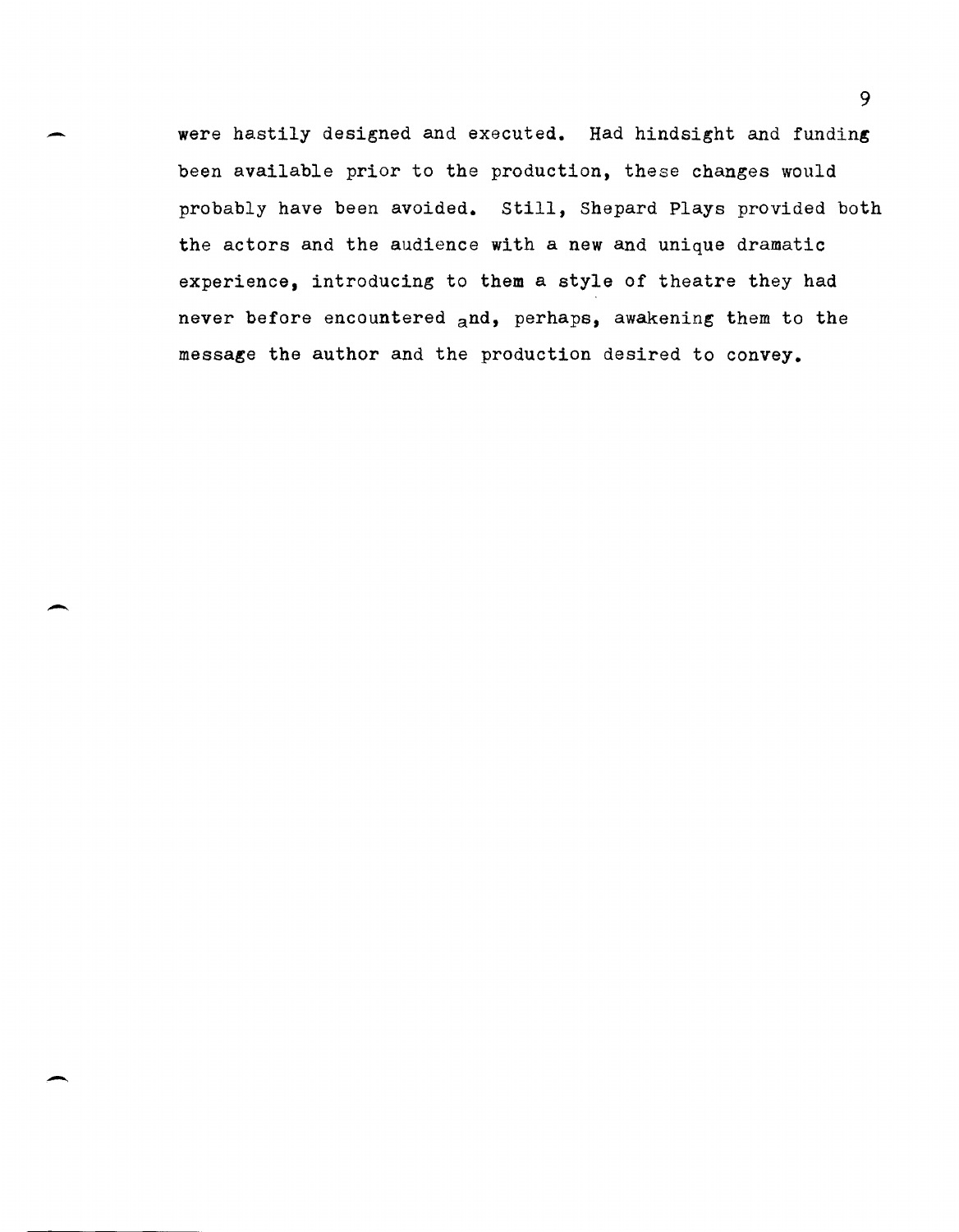were hastily designed and executed. Had hindsight and funding been available prior to the production, these changes would probably have been avoided. Still, Shepard Plays provided both the actors and the audience with a new and unique dramatic experience, introducing to them a style of theatre they had never before encountered and, perhaps, awakening them to the message the author and the production desired to convey.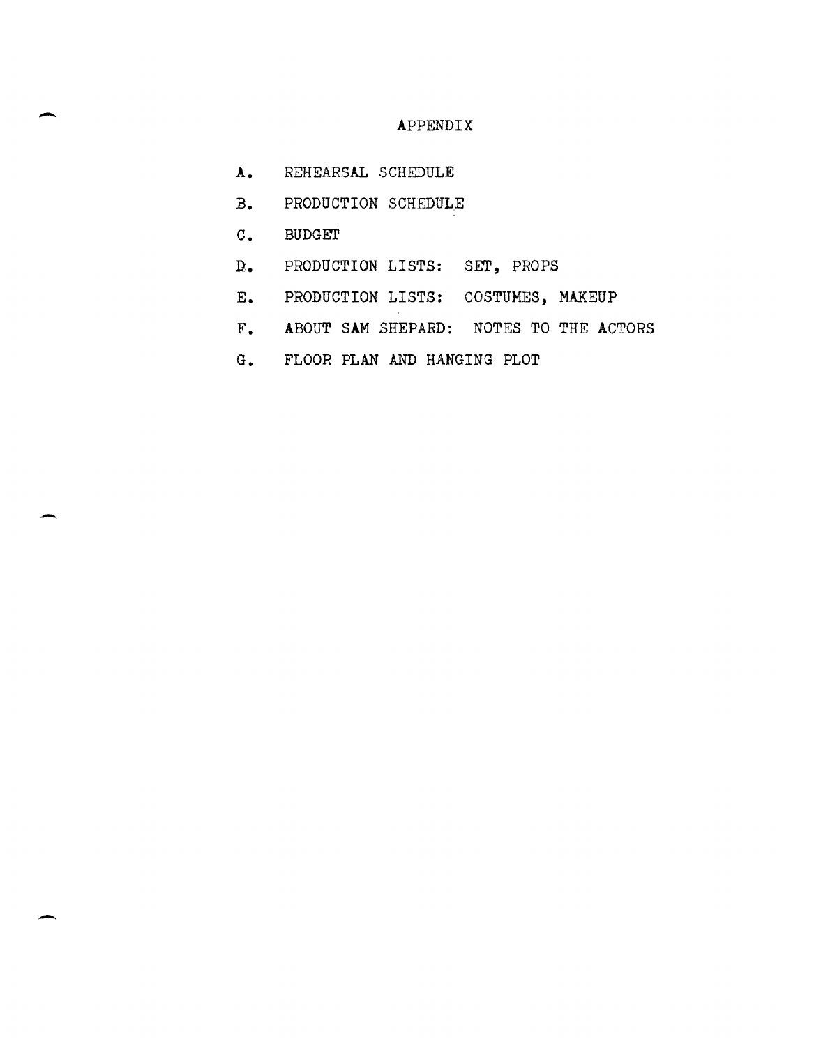# APPENDIX

A. REHEARSAL SCHEDULE

B. PRODUCTION SCHEDULE

C. BUDGET

D. PRODUCTION LISTS: SET, PROPS

E. PRODUCTION LISTS: COSTUMES, MAKEUP

F. ABOUT SAM SHEPARD: NOTES TO THE ACTORS

G. FLOOR PLAN AND HANGING PLOT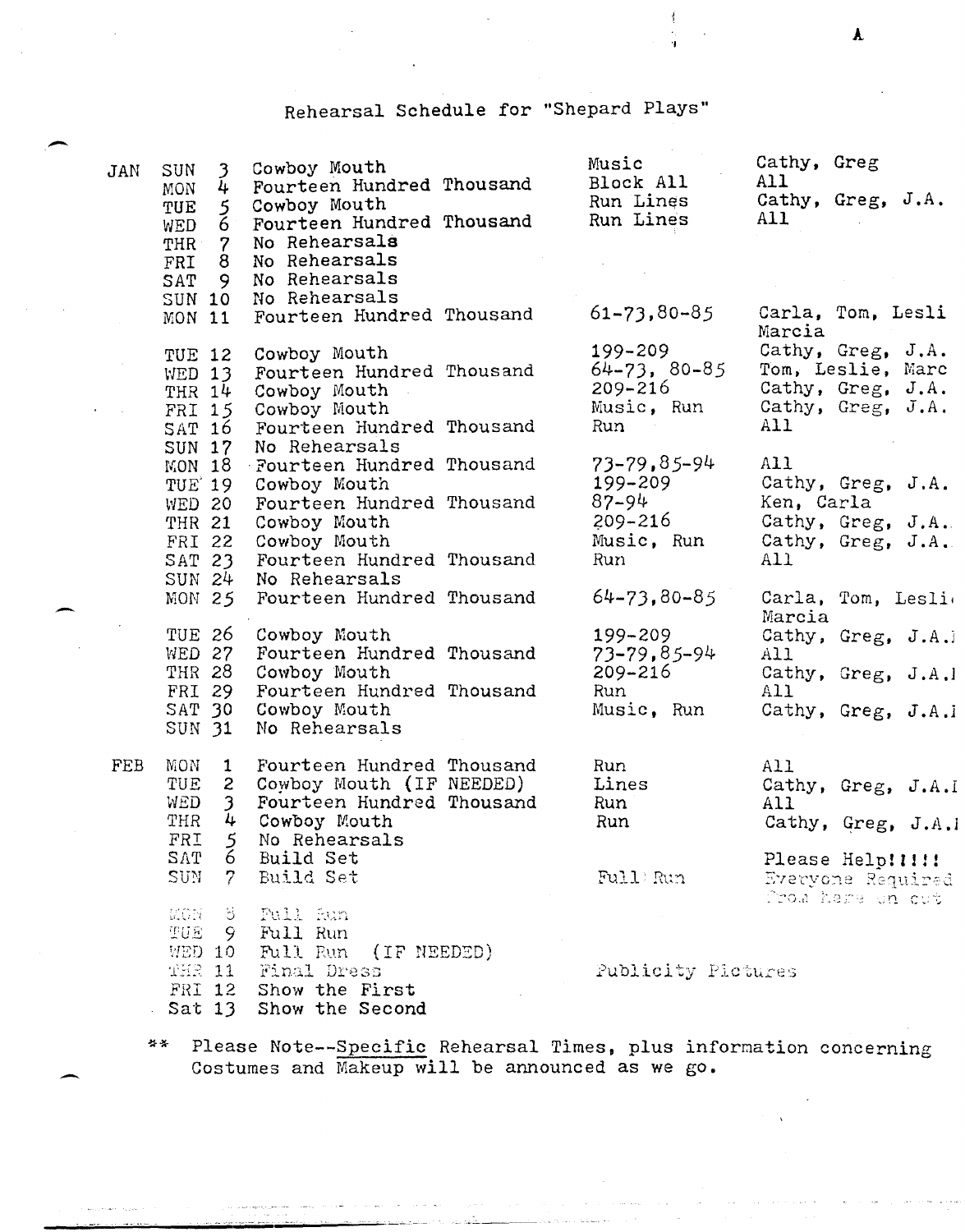# Rehearsal Schedule for "Shepard Plays"

| | | | | | |
|---|---|---|---|---|---|
| JAN | SUN 3 | Cowboy Mouth | Music | Cathy, Greg |
| | MON 4 | Fourteen Hundred Thousand | Block All | All |
| | TUE 5 | Cowboy Mouth | Run Lines | Cathy, Greg, J.A. |
| | WED 6 | Fourteen Hundred Thousand | Run Lines | All |
| | THR 7 | No Rehearsals | | |
| | FRI 8 | No Rehearsals | | |
| | SAT 9 | No Rehearsals | | |
| | SUN 10 | No Rehearsals | | |
| | MON 11 | Fourteen Hundred Thousand | 61-73,80-85 | Carla, Tom, Lesli Marcia |
| | TUE 12 | Cowboy Mouth | 199-209 | Cathy, Greg, J.A. |
| | WED 13 | Fourteen Hundred Thousand | 64-73, 80-85 | Tom, Leslie, Marc |
| | THR 14 | Cowboy Mouth | 209-216 | Cathy, Greg, J.A. |
| | FRI 15 | Cowboy Mouth | Music, Run | Cathy, Greg, J.A. |
| | SAT 16 | Fourteen Hundred Thousand | Run | All |
| | SUN 17 | No Rehearsals | | |
| | MON 18 | Fourteen Hundred Thousand | 73-79,85-94 | All |
| | TUE 19 | Cowboy Mouth | 199-209 | Cathy, Greg, J.A. |
| | WED 20 | Fourteen Hundred Thousand | 87-94 | Ken, Carla |
| | THR 21 | Cowboy Mouth | 209-216 | Cathy, Greg, J.A. |
| | FRI 22 | Cowboy Mouth | Music, Run | Cathy, Greg, J.A. |
| | SAT 23 | Fourteen Hundred Thousand | Run | All |
| | SUN 24 | No Rehearsals | | |
| | MON 25 | Fourteen Hundred Thousand | 64-73,80-85 | Carla, Tom, Lesli Marcia |
| | TUE 26 | Cowboy Mouth | 199-209 | Cathy, Greg, J.A. |
| | WED 27 | Fourteen Hundred Thousand | 73-79,85-94 | All |
| | THR 28 | Cowboy Mouth | 209-216 | Cathy, Greg, J.A. |
| | FRI 29 | Fourteen Hundred Thousand | Run | All |
| | SAT 30 | Cowboy Mouth | Music, Run | Cathy, Greg, J.A. |
| | SUN 31 | No Rehearsals | | |
| FEB | MON 1 | Fourteen Hundred Thousand | Run | All |
| | TUE 2 | Cowboy Mouth (IF NEEDED) | Lines | Cathy, Greg, J.A. |
| | WED 3 | Fourteen Hundred Thousand | Run | All |
| | THR 4 | Cowboy Mouth | Run | Cathy, Greg, J.A. |
| | FRI 5 | No Rehearsals | | |
| | SAT 6 | Build Set | | Please Help!!!!! |
| | SUN 7 | Build Set | Full Run | Everyone Required from here on out |
| | MON 8 | Full Run | | |
| | TUE 9 | Full Run | | |
| | WED 10 | Full Run (IF NEEDED) | | |
| | THR 11 | Final Dress | Publicity Pictures | |
| | FRI 12 | Show the First | | |
| | Sat 13 | Show the Second | | |

** Please Note--Specific Rehearsal Times, plus information concerning Costumes and Makeup will be announced as we go.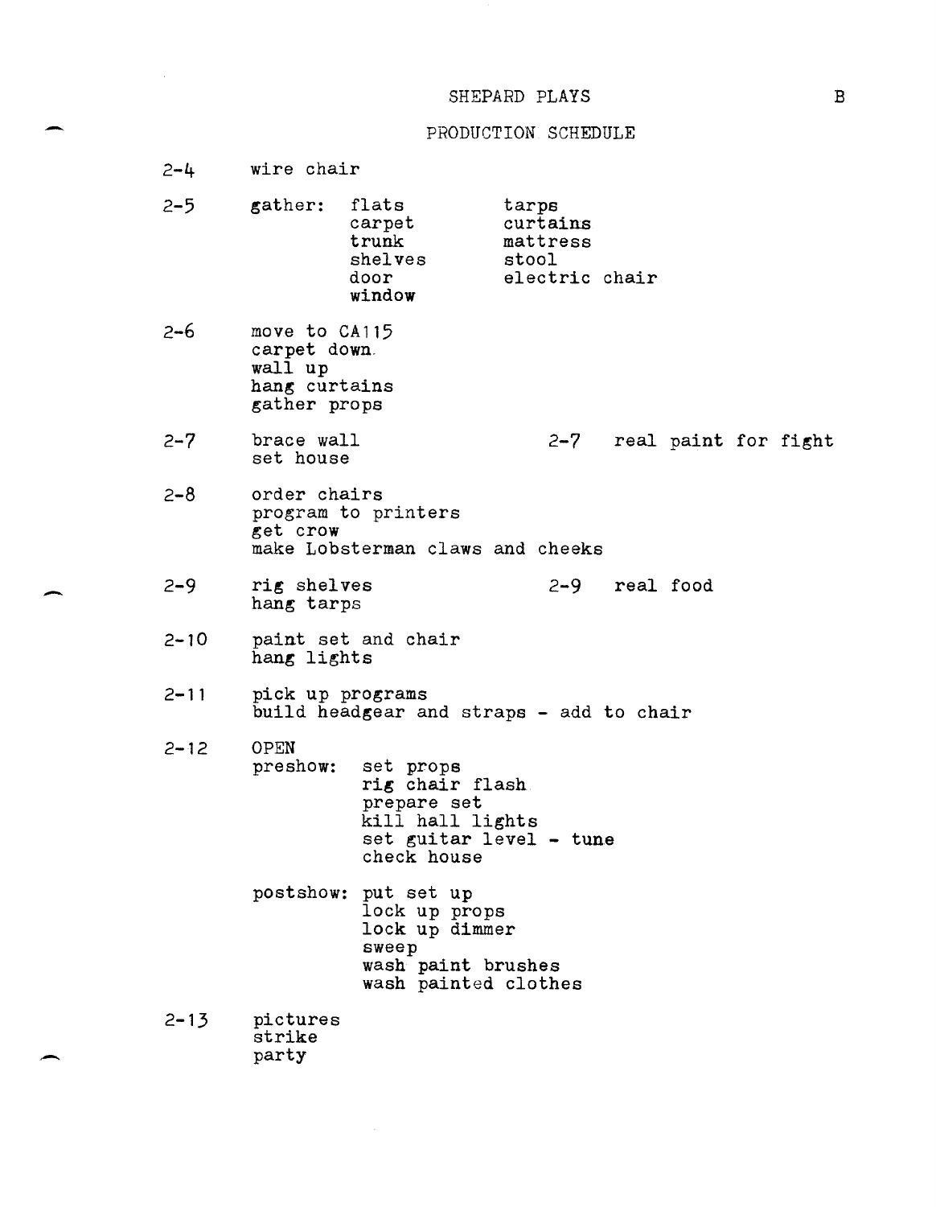## SHEPARD PLAYS

B

### PRODUCTION SCHEDULE

2-4 wire chair

2-5 gather:

- flats
- carpet
- trunk
- shelves
- door
- window
- tarps
- curtains
- mattress
- stool
- electric chair

2-6

- move to CA115
- carpet down
- wall up
- hang curtains
- gather props

2-7

- brace wall
- set house

2-7 real paint for fight

2-8

- order chairs
- program to printers
- get crow
- make Lobsterman claws and cheeks

2-9

- rig shelves
- hang tarps

2-9 real food

2-10

- paint set and chair
- hang lights

2-11

- pick up programs
- build headgear and straps - add to chair

2-12 OPEN

preshow:

- set props
- rig chair flash
- prepare set
- kill hall lights
- set guitar level - tune
- check house

postshow:

- put set up
- lock up props
- lock up dimmer
- sweep
- wash paint brushes
- wash painted clothes

2-13

- pictures
- strike
- party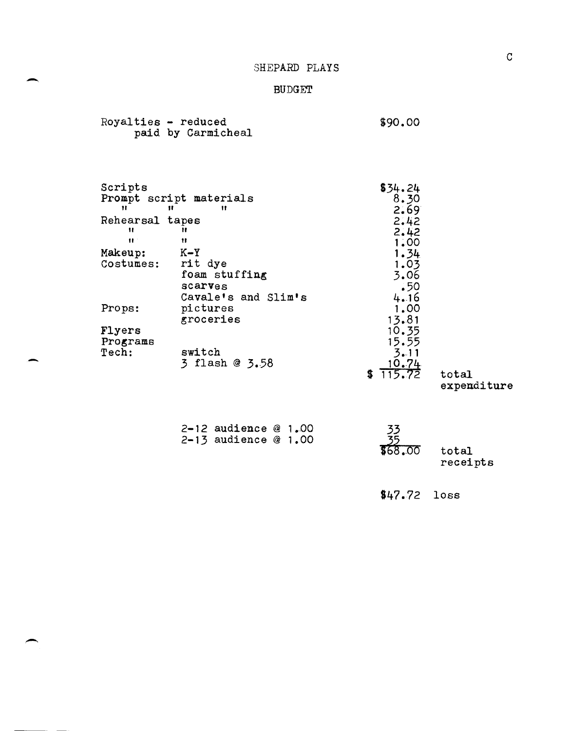C

# SHEPARD PLAYS

## BUDGET

| | | | |
|---|---|---|---|
| Royalties - reduced paid by Carmicheal | | $90.00 | |
| | | | |
| Scripts | | $34.24 | |
| Prompt script materials | | 8.30 | |
| " " " | | 2.69 | |
| Rehearsal tapes | | 2.42 | |
| " " | | 2.42 | |
| " " | | 1.00 | |
| Makeup: | K-Y | 1.34 | |
| Costumes: | rit dye | 1.03 | |
| | foam stuffing | 3.06 | |
| | scarves | .50 | |
| | Cavale's and Slim's | 4.16 | |
| Props: | pictures | 1.00 | |
| | groceries | 13.81 | |
| Flyers | | 10.35 | |
| Programs | | 15.55 | |
| Tech: | switch | 3.11 | |
| | 3 flash @ 3.58 | 10.74 | |
| | | $ 115.72 | total expenditure |
| | | | |
| | 2-12 audience @ 1.00 | 33 | |
| | 2-13 audience @ 1.00 | 35 | |
| | | $68.00 | total receipts |
| | | | |
| | | $47.72 | loss |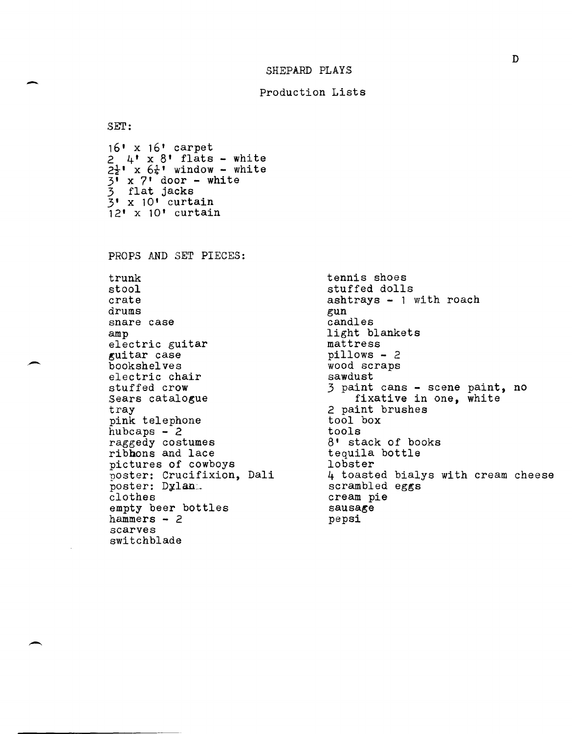# SHEPARD PLAYS

## Production Lists

SET:

16' x 16' carpet
2 4' x 8' flats - white
$2\frac{1}{2}$' x $6\frac{1}{4}$' window - white
3' x 7' door - white
3 flat jacks
3' x 10' curtain
12' x 10' curtain

PROPS AND SET PIECES:

trunk
stool
crate
drums
snare case
amp
electric guitar
guitar case
bookshelves
electric chair
stuffed crow
Sears catalogue
tray
pink telephone
hubcaps - 2
raggedy costumes
ribbons and lace
pictures of cowboys
poster: Crucifixion, Dali
poster: Dylan
clothes
empty beer bottles
hammers - 2
scarves
switchblade
tennis shoes
stuffed dolls
ashtrays - 1 with roach
gun
candles
light blankets
mattress
pillows - 2
wood scraps
sawdust
3 paint cans - scene paint, no fixative in one, white
2 paint brushes
tool box
tools
8' stack of books
tequila bottle
lobster
4 toasted bialys with cream cheese
scrambled eggs
cream pie
sausage
pepsi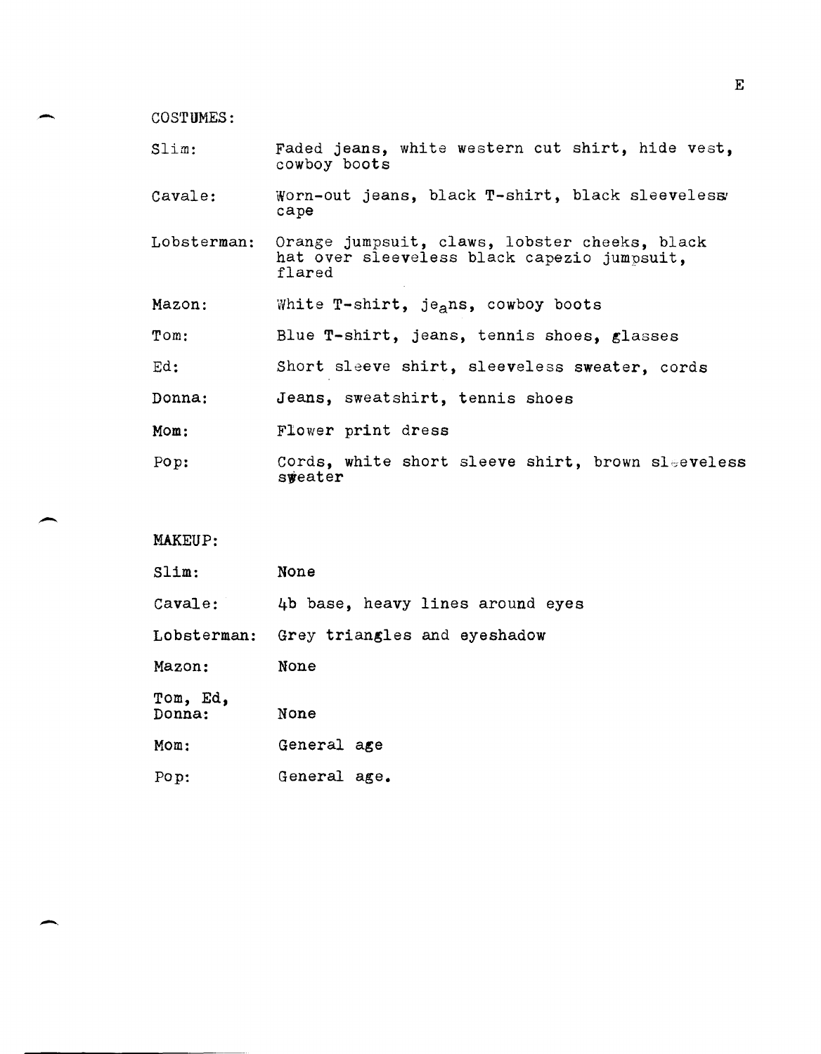COSTUMES:

| | |
|---|---|
| Slim: | Faded jeans, white western cut shirt, hide vest, cowboy boots |
| Cavale: | Worn-out jeans, black T-shirt, black sleeveless cape |
| Lobsterman: | Orange jumpsuit, claws, lobster cheeks, black hat over sleeveless black capezio jumpsuit, flared |
| Mazon: | White T-shirt, jeans, cowboy boots |
| Tom: | Blue T-shirt, jeans, tennis shoes, glasses |
| Ed: | Short sleeve shirt, sleeveless sweater, cords |
| Donna: | Jeans, sweatshirt, tennis shoes |
| Mom: | Flower print dress |
| Pop: | Cords, white short sleeve shirt, brown sleeveless sweater |

MAKEUP:

| | |
|---|---|
| Slim: | None |
| Cavale: | 4b base, heavy lines around eyes |
| Lobsterman: | Grey triangles and eyeshadow |
| Mazon: | None |
| Tom, Ed, Donna: | None |
| Mom: | General age |
| Pop: | General age. |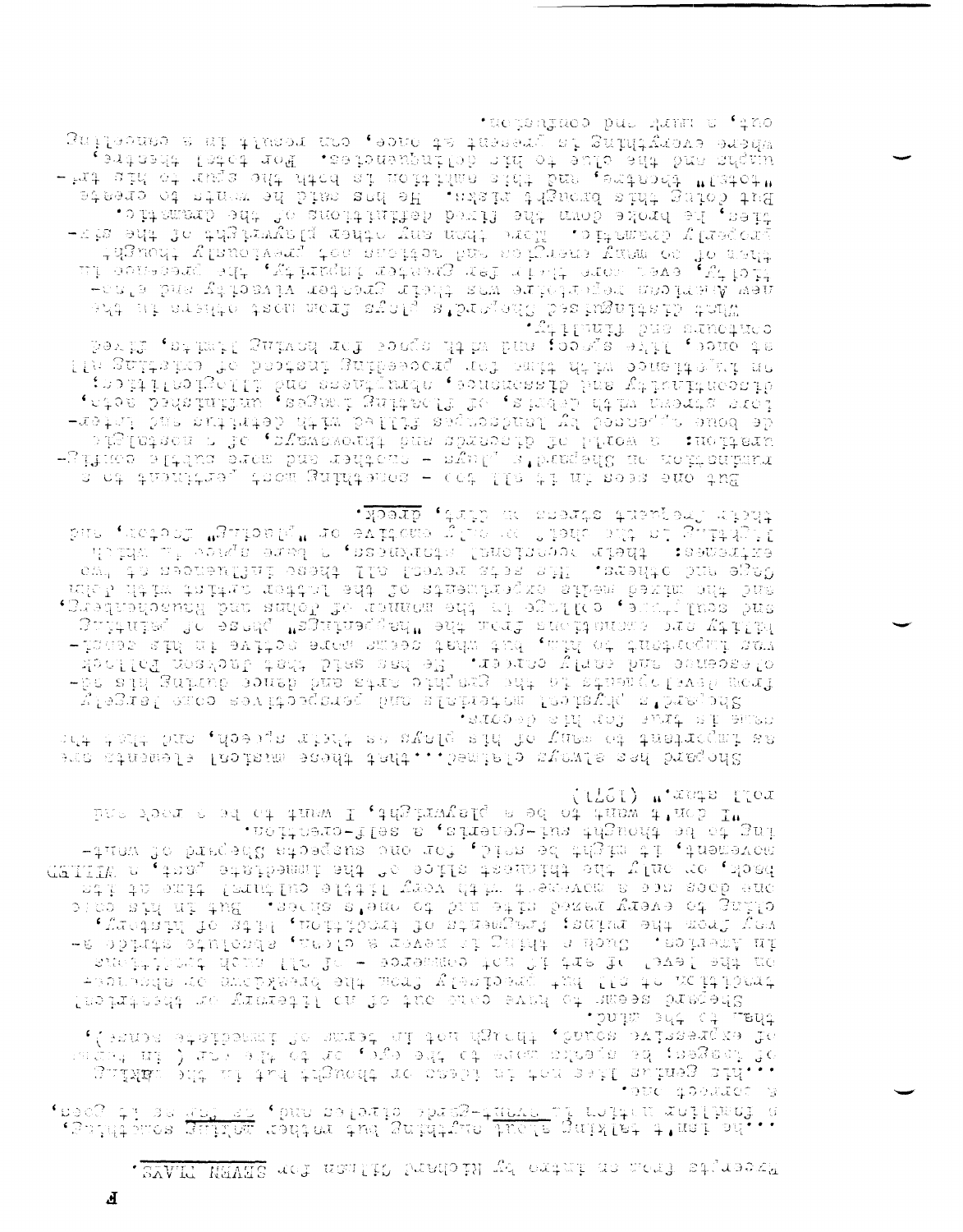Excerpts from an intro by Richard Gilman for SEVEN PLAYS.

"...he isn't talking about anything but rather making something, a familiar notion in avant-garde circles and, as far as it goes, a correct one.

"...the genius lies not in ideas or thought but in the making of images; he speaks more to the eye, or to the ear (in the form of expressive sound, though not in terms of immediate sense), than to the mind.

Shepard seems to have come out of no literary or theatrical tradition at all but precisely from the breakdown or absence - on the level of art if not commerce - of all such traditions in America. Such a thing is never a clean, absolute stride away from the ruins; fragments of tradition, bits of history, cling to every new rite and to one's shoes. But in his case one does see a movement with very little cultural time at its back, or only the thinnest slice of the immediate past, a WITHIN movement, it might be said, for one suspects Shepard of wanting to be thought sui-generis, a self-creation.

"I don't want to be a playwright, I want to be a rock and roll star." (1971)

Shepard has always claimed...that these musical elements are as important to many of his plays as their speech, and that the same is true for his decors.

Shepard's physical materials and perspectives come largely from diversions to the graphic arts and dance during his adolescence and early career. He has said that Jackson Pollock was important to him, but what seems more active in his sensibility are emanations from the "happenings" phase of painting and sculpture, collage in the manner of Johns and Rauschenberg, and the mixed media experiments of the latter artist with Cage and others. His sets reveal all these influences at two extremes: their occasional starkness, a bare space in which lighting is the chief or only evocative or "fleshing" factor, and their frequent strewn in drift, dreck.

But one sees in it all too - something most pertinent to a consideration of Shepard's plays - another and more subtle quality: a world of fragments and thrusts, of a collage-like genre opened by tendencies filled with detritus and interruption, torn screen with debris, of floating images, unfinished acts, discontinuity and dissonance, abruptness and illogicalities; an indifference with the time for proceeding instead of existing all at once, like space; and with space for having limits, fixed contours and finality.

What distinguished Shepard's plays from most others in the new American repertoire was their greater vitality and Shepard's wit, even more their far greater impurity, the presence in them of so many energies and actions not previously thought properly dramatic. More than any other playwright of the sixties, he broke down the fixed definitions of the dramatic. But doing this brought risks. He has said he wants to create "total" theatre, and this ambition is both the spur to his triumphs and the size of his delinquencies. For total theatre, where everything is present at once, can result in a cancelling out, a muck and confusion.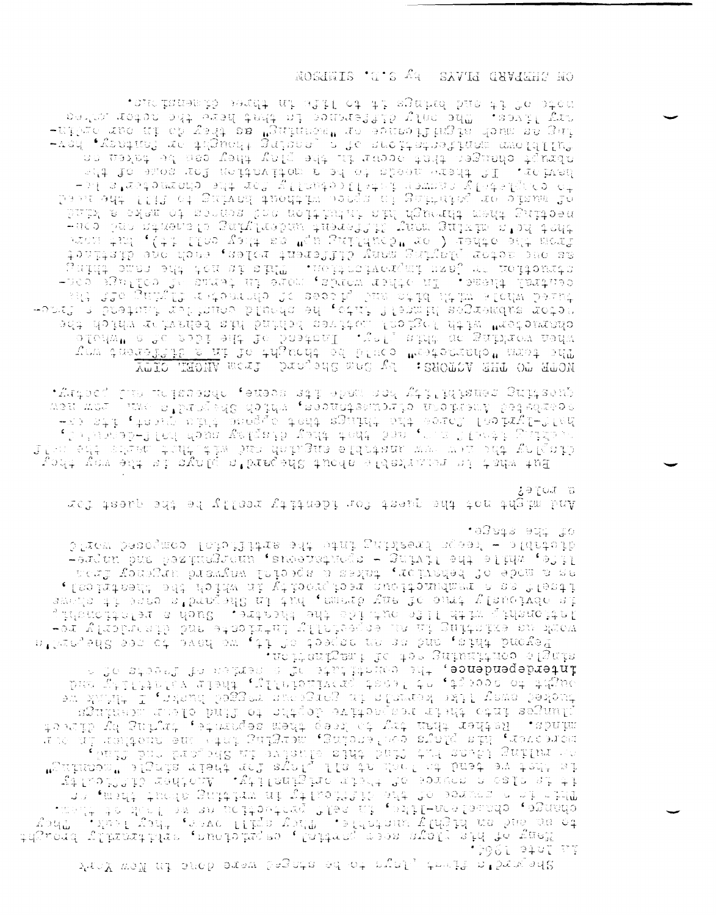Shepard's first plays to be staged were done in New York in late 1964.

Many of his plays seem partial, capricious, arbitrarily brought to an end by an mighty mistake. They still move, they flow, they change, chameleon-like, in self-generation as we look at them. This is a cause of the difficulty in writing about them, as it is also a source of their originality. Another difficulty is that we tend to look at all plays for their single "meaning," building ideas that cluster in theater and in film. Moreover, his plays overlapping, working out one another in our minds. Rather than try to keep them separate, trying by direct plunges into their respective depths to find their meanings locked away like kernels in gorgeous ragged husks, I think we ought to accept, at least provisionally, their relativity and **interdependence**, the constituents of a series of facets of a single continuing act of imagination.

Beyond this, and as an aspect of it, we have to see Shepard's work as existing in an especially intricate and disorderly relationship with life outside the theatre. Such a relationship is obviously true of any drama, but in Shepard's case it shows itself as a tumultuous reciprocity in which the theatrical, as a mode of behavior, takes a special wayward urgency from life, while the living - sometimes, unorganized and unpredictable - keeps breaking into the artificial composed world of the stage.

And might not the quest for identity really be the quest for a role?

But what is remarkable about Shepard's plays is the way they display the new unstable energies and with that makes the half ... and that they display such half-desperate, half-lyrical force the things that oppose this quest, the coercive American circumstances, which Shepard's new questing sensibility has made the scene, obsession and target.

NOTE TO THE ACTORS: by Sam Shepard from ANGEL CITY

The term "character" could be thought of in a different way when working on this play. Instead of the idea of a "whole character" with logical motives behind his behavior which the actor submerges himself into, he should consider instead a fractured whole with bits and pieces of character flying off the central theme. In other words, more in terms of collage construction or jazz improvisation. This is not the same thing as one actor playing many different roles, each one distinct from the other (or "doubling," as they call it), but more that he's mining many different underlying elements and connecting them through his intuition and senses to make a kind of music or painting in space without having to fill the exact psychological requirements for the character's behavior. If there needs to be a motivation for some of the abrupt changes that occur in the play they can be taken as fulfillment manifestations of a passing thought or fantasy, having as much significance or "meaning" as they do in our ordinary lives. The only difference is that here the actor makes note of it and brings it to life in three dimensions.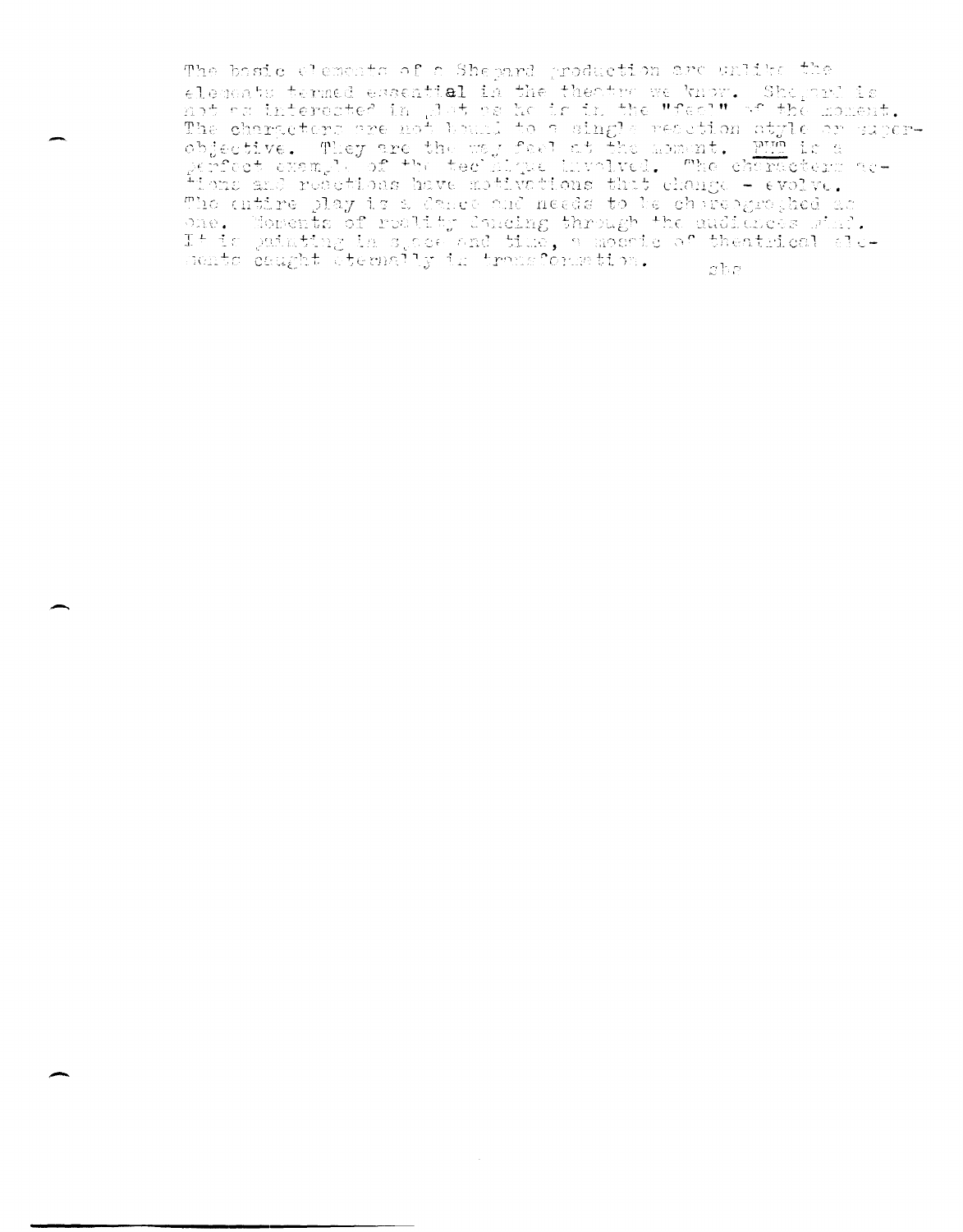The basic elements of a Shepard production are unlike the elements termed essential in the theatre we know. Shepard is not as interested in plot as he is in the "feel" of the moment. The characters are not bound to a single reaction style or super-objective. They are the way feel at the moment. FWT is a perfect example of the technique involved. The characters actions and reactions have motivations that change - evolve. The entire play is a dance and needs to be choreographed as one. Moments of reality dancing through the audiences mind. It is painting in space and time, a mosaic of theatrical elements caught eternally in transformation.

shc